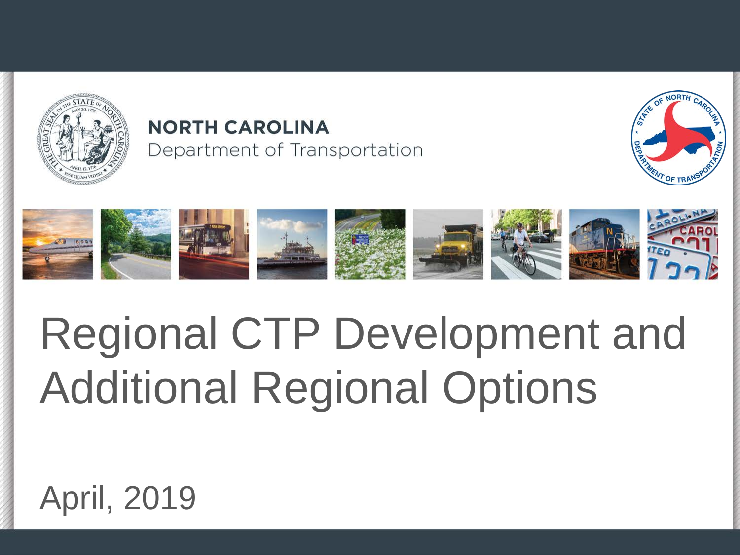NORTH CAROLINA
Department of Transportation

# Regional CTP Development and Additional Regional Options

April, 2019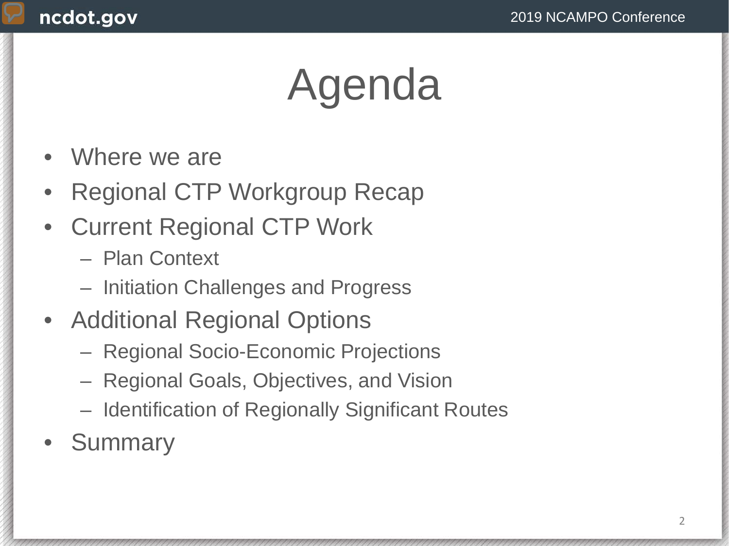# Agenda

- Where we are
- Regional CTP Workgroup Recap
- Current Regional CTP Work
  - Plan Context
  - Initiation Challenges and Progress
- Additional Regional Options
  - Regional Socio-Economic Projections
  - Regional Goals, Objectives, and Vision
  - Identification of Regionally Significant Routes
- Summary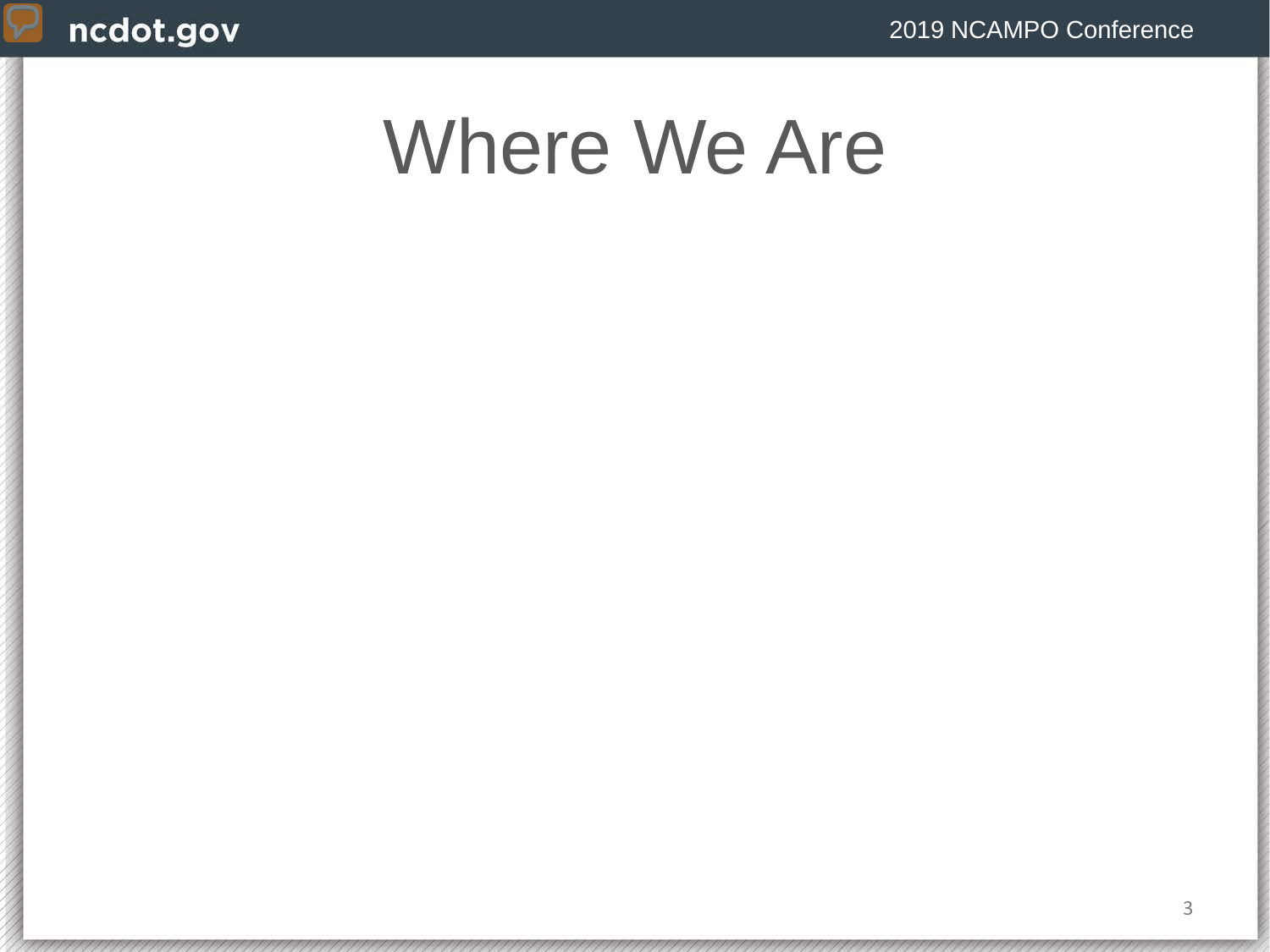# Where We Are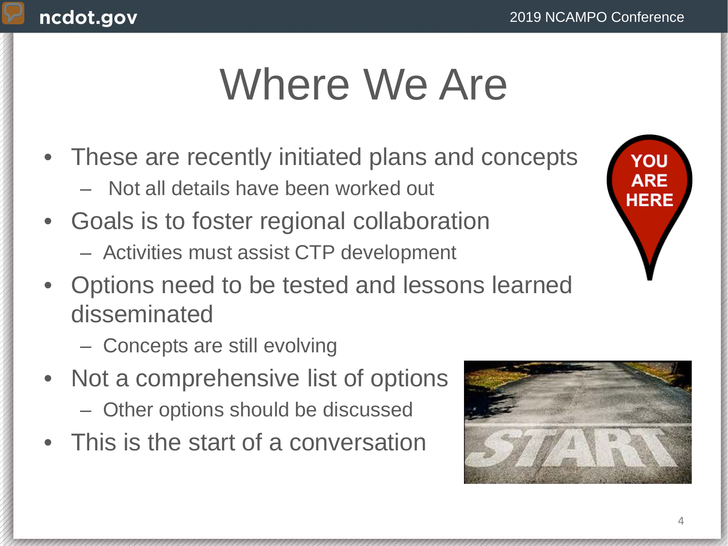# Where We Are

- These are recently initiated plans and concepts
  - Not all details have been worked out
- Goals is to foster regional collaboration
  - Activities must assist CTP development
- Options need to be tested and lessons learned disseminated
  - Concepts are still evolving
- Not a comprehensive list of options
  - Other options should be discussed
- This is the start of a conversation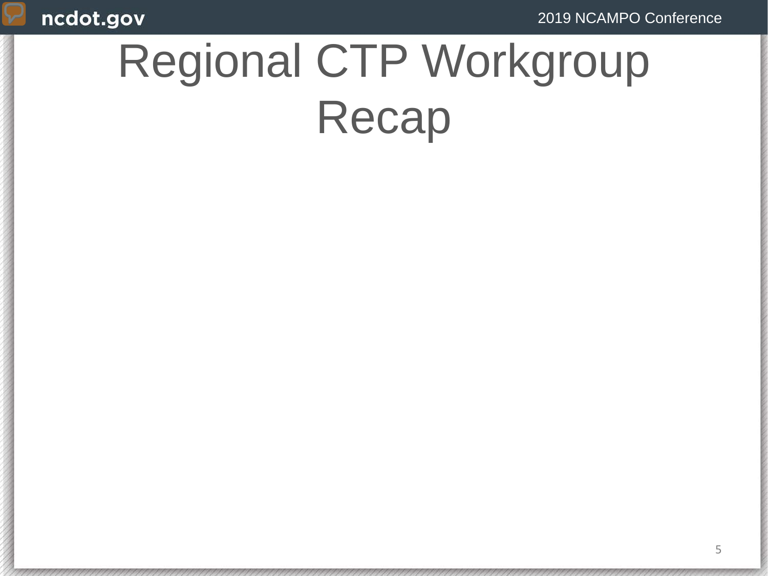# Regional CTP Workgroup Recap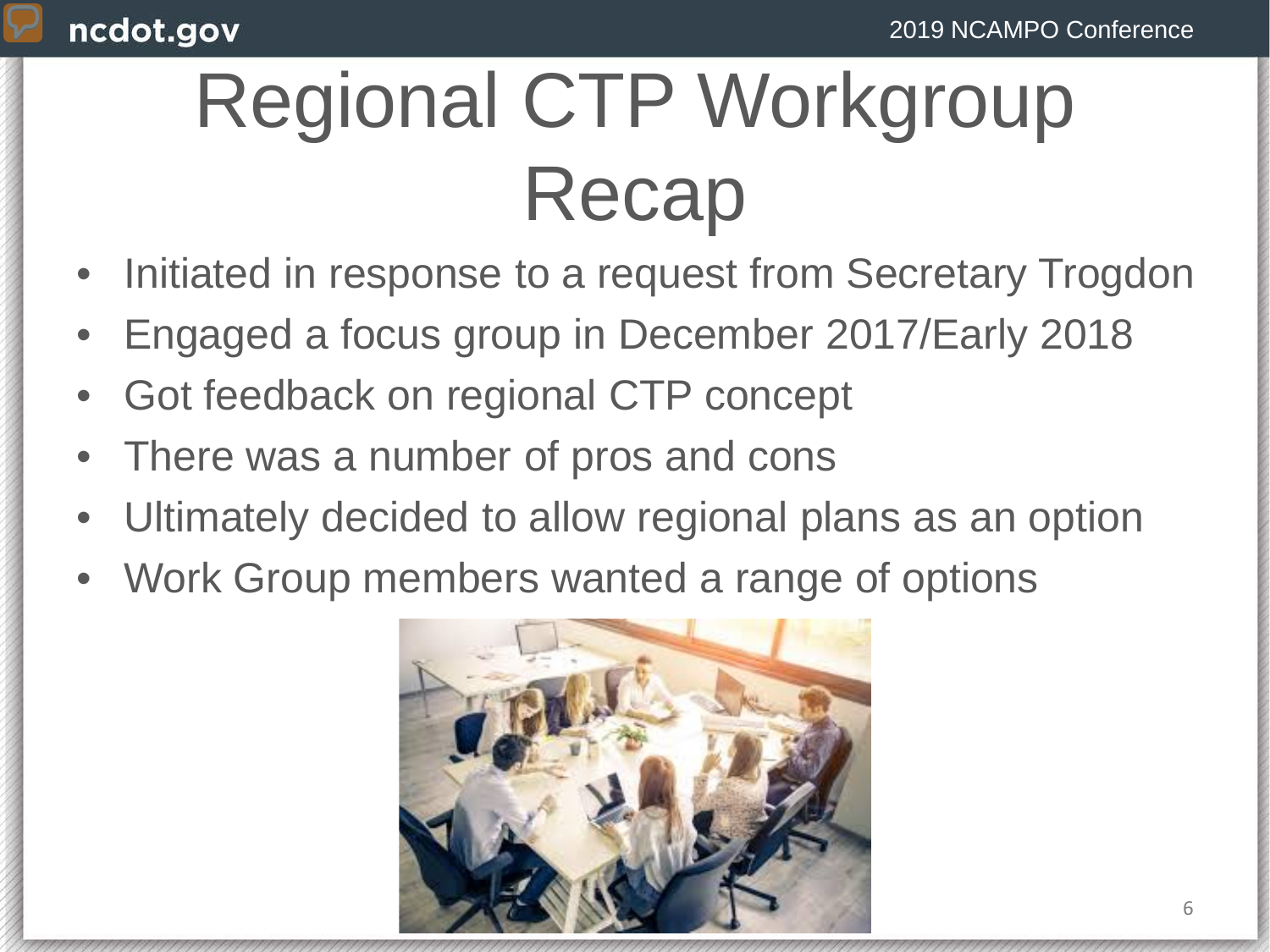# Regional CTP Workgroup Recap

- Initiated in response to a request from Secretary Trogdon
- Engaged a focus group in December 2017/Early 2018
- Got feedback on regional CTP concept
- There was a number of pros and cons
- Ultimately decided to allow regional plans as an option
- Work Group members wanted a range of options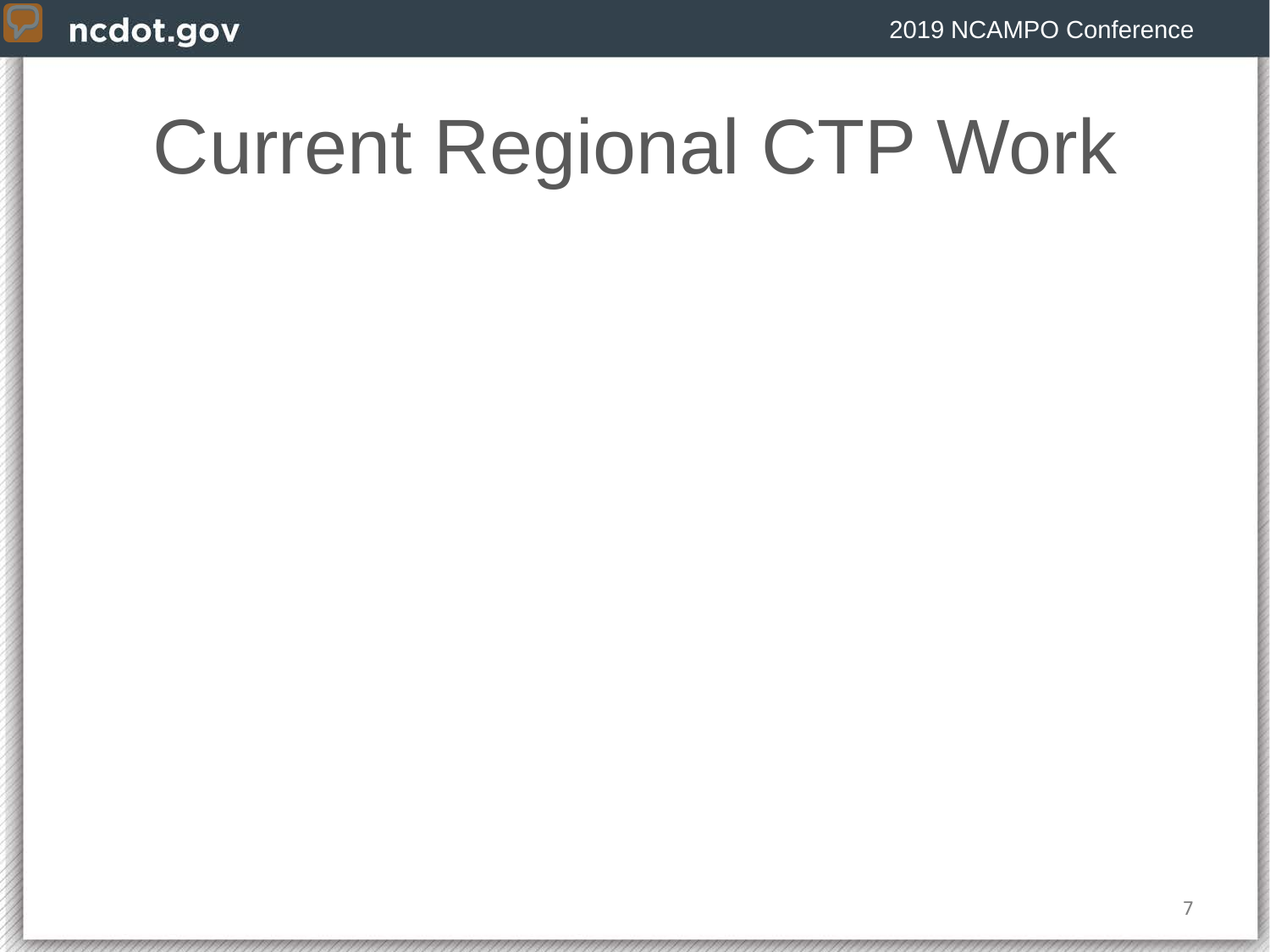# Current Regional CTP Work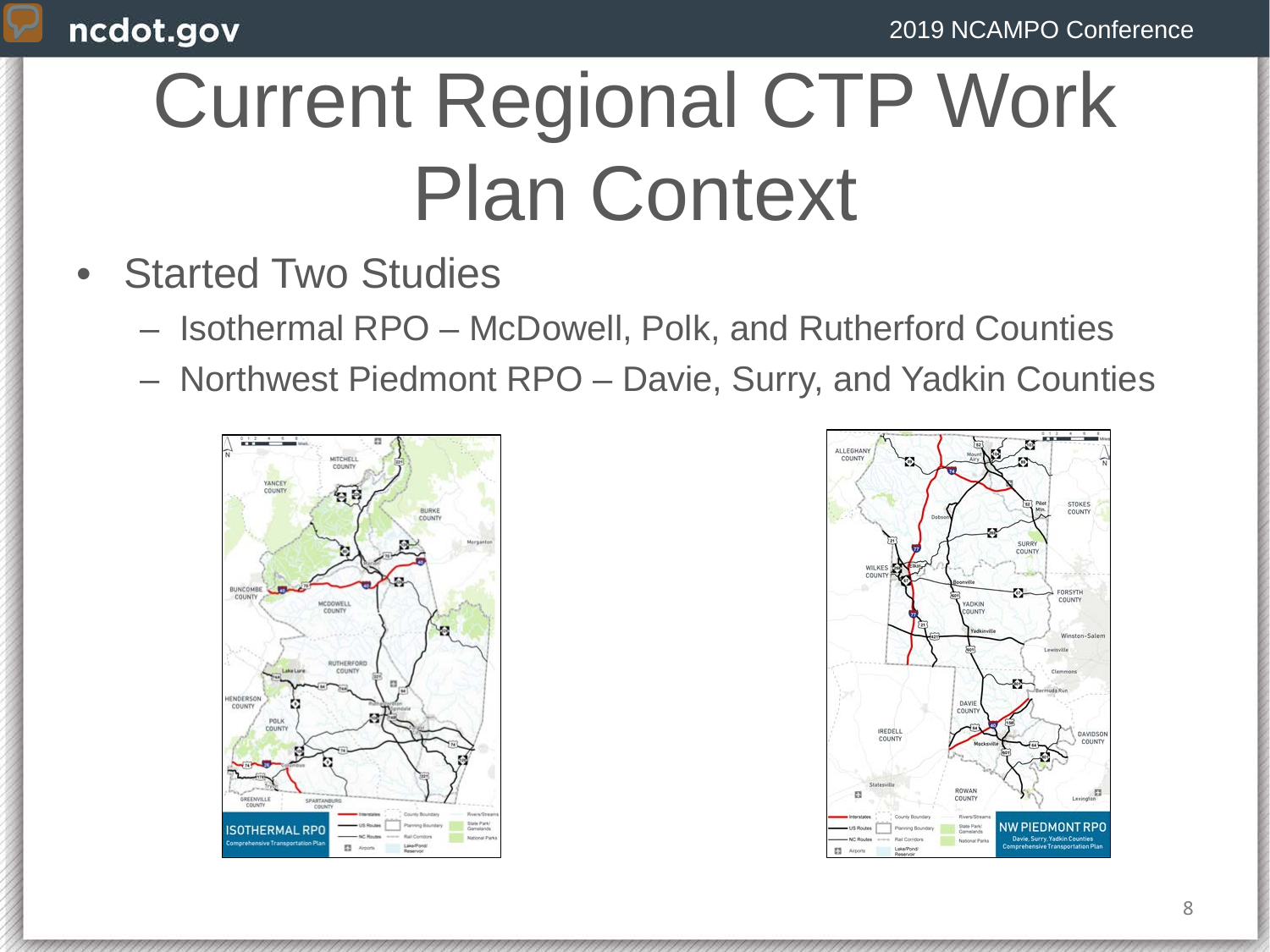# Current Regional CTP Work Plan Context

- Started Two Studies
  - Isothermal RPO – McDowell, Polk, and Rutherford Counties
  - Northwest Piedmont RPO – Davie, Surry, and Yadkin Counties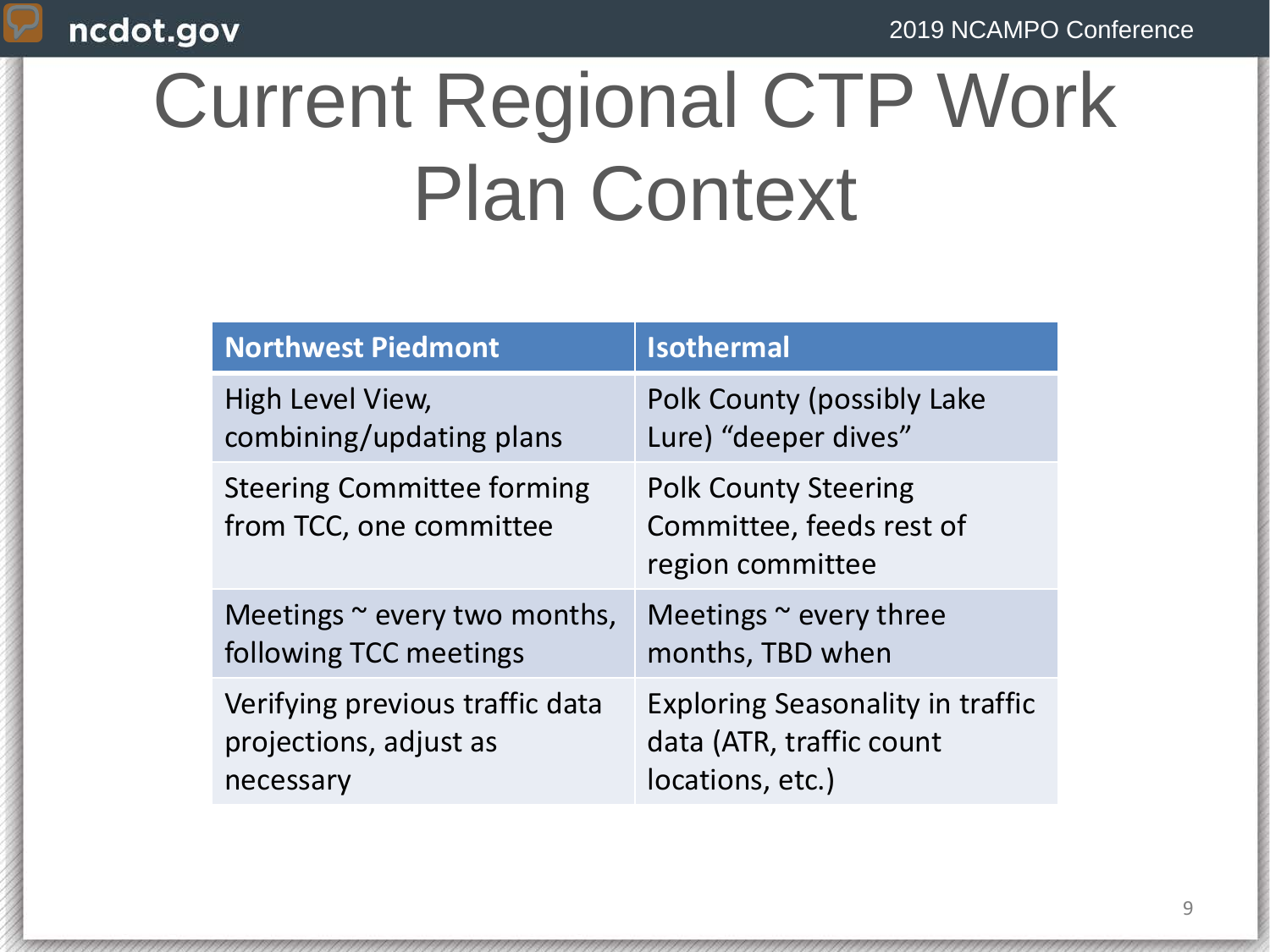# Current Regional CTP Work Plan Context

| Northwest Piedmont | Isothermal |
|---|---|
| High Level View, combining/updating plans | Polk County (possibly Lake Lure) “deeper dives” |
| Steering Committee forming from TCC, one committee | Polk County Steering Committee, feeds rest of region committee |
| Meetings ~ every two months, following TCC meetings | Meetings ~ every three months, TBD when |
| Verifying previous traffic data projections, adjust as necessary | Exploring Seasonality in traffic data (ATR, traffic count locations, etc.) |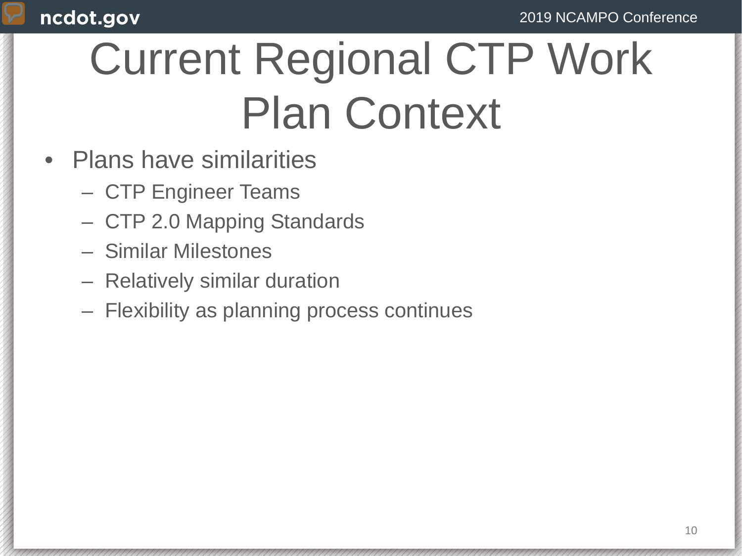# Current Regional CTP Work Plan Context

- Plans have similarities
  - CTP Engineer Teams
  - CTP 2.0 Mapping Standards
  - Similar Milestones
  - Relatively similar duration
  - Flexibility as planning process continues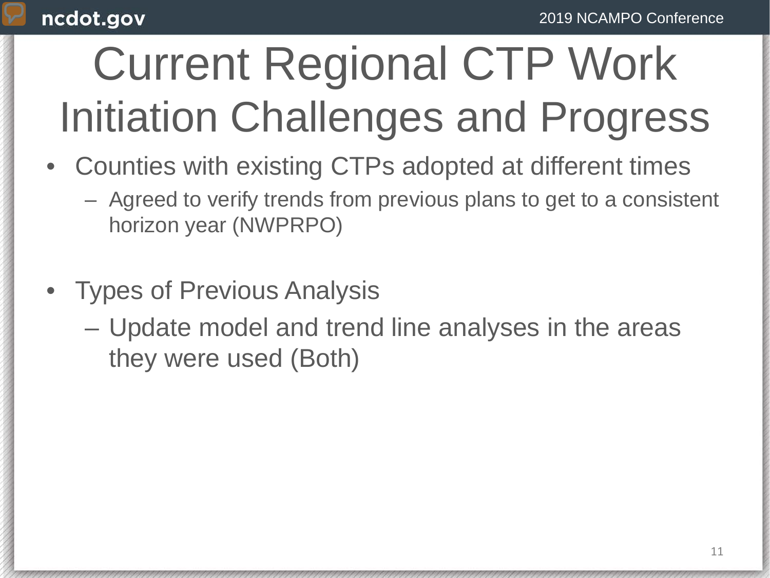# Current Regional CTP Work

## Initiation Challenges and Progress

- Counties with existing CTPs adopted at different times
  - Agreed to verify trends from previous plans to get to a consistent horizon year (NWPRPO)

- Types of Previous Analysis
  - Update model and trend line analyses in the areas they were used (Both)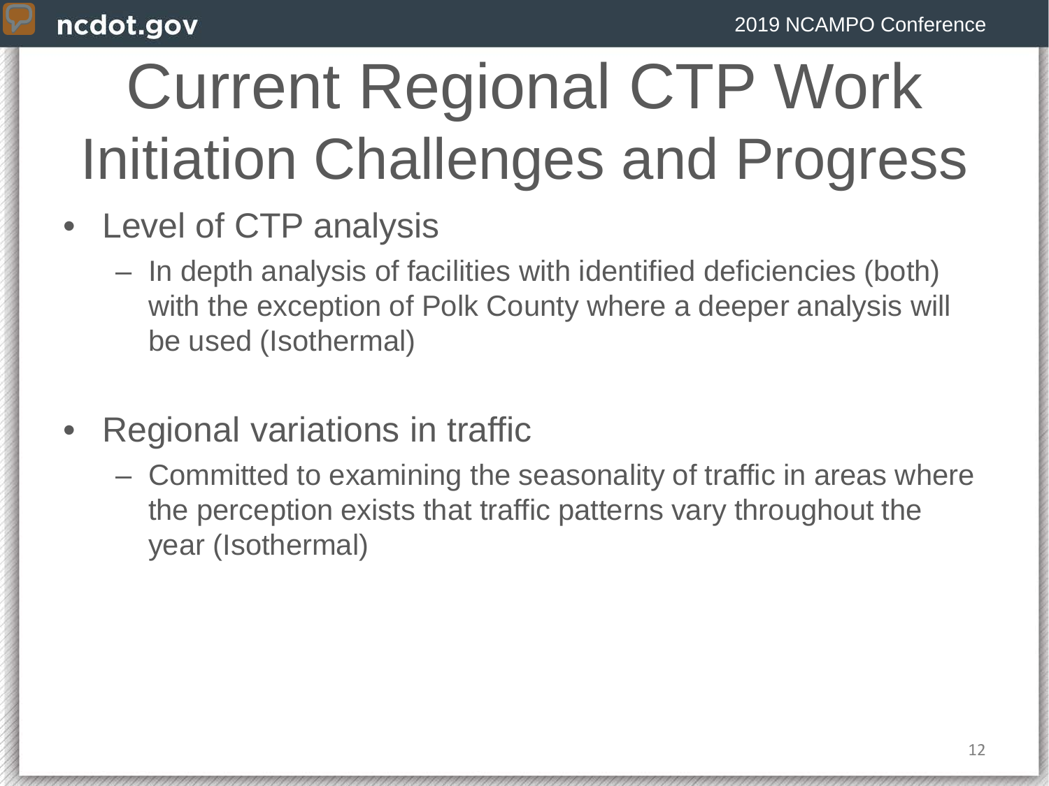# Current Regional CTP Work

## Initiation Challenges and Progress

- Level of CTP analysis
  - In depth analysis of facilities with identified deficiencies (both) with the exception of Polk County where a deeper analysis will be used (Isothermal)

- Regional variations in traffic
  - Committed to examining the seasonality of traffic in areas where the perception exists that traffic patterns vary throughout the year (Isothermal)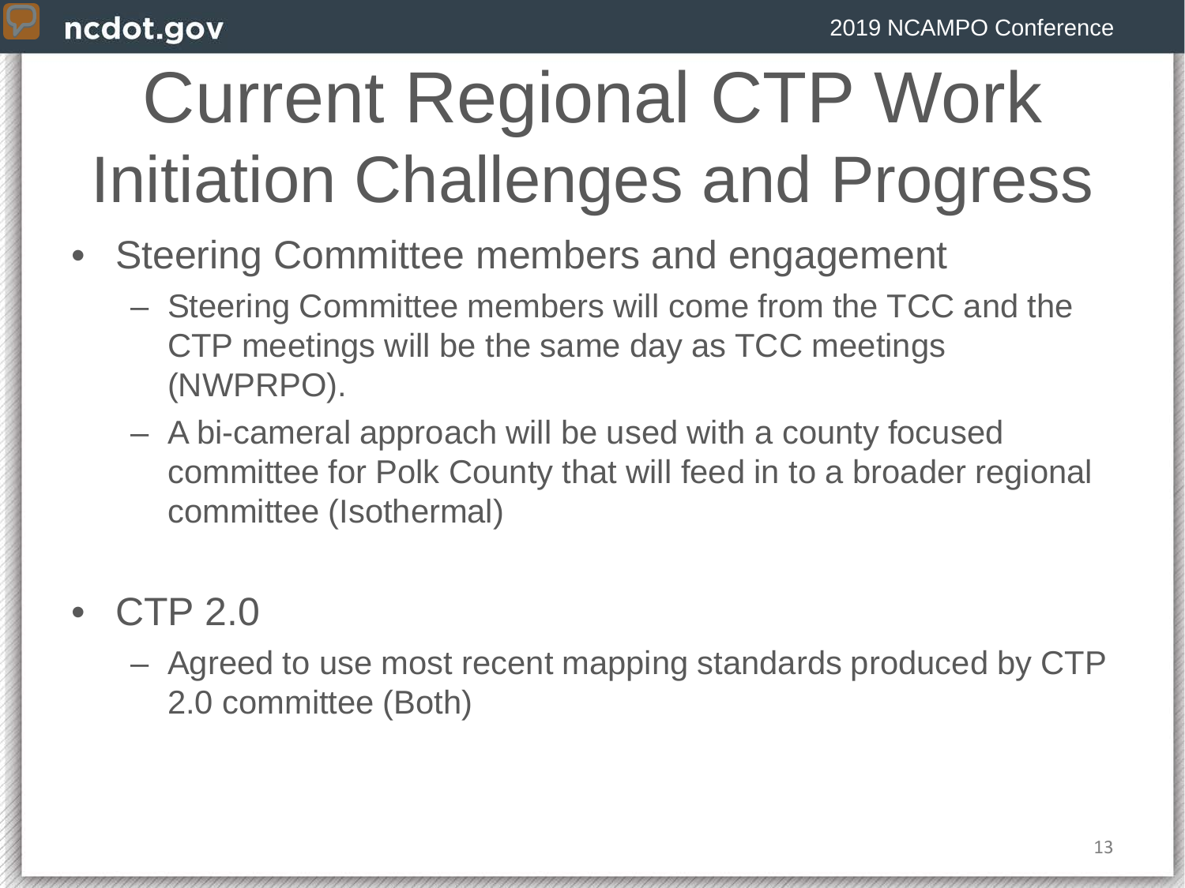# Current Regional CTP Work
## Initiation Challenges and Progress

- Steering Committee members and engagement
  - Steering Committee members will come from the TCC and the CTP meetings will be the same day as TCC meetings (NWPRPO).
  - A bi-cameral approach will be used with a county focused committee for Polk County that will feed in to a broader regional committee (Isothermal)

- CTP 2.0
  - Agreed to use most recent mapping standards produced by CTP 2.0 committee (Both)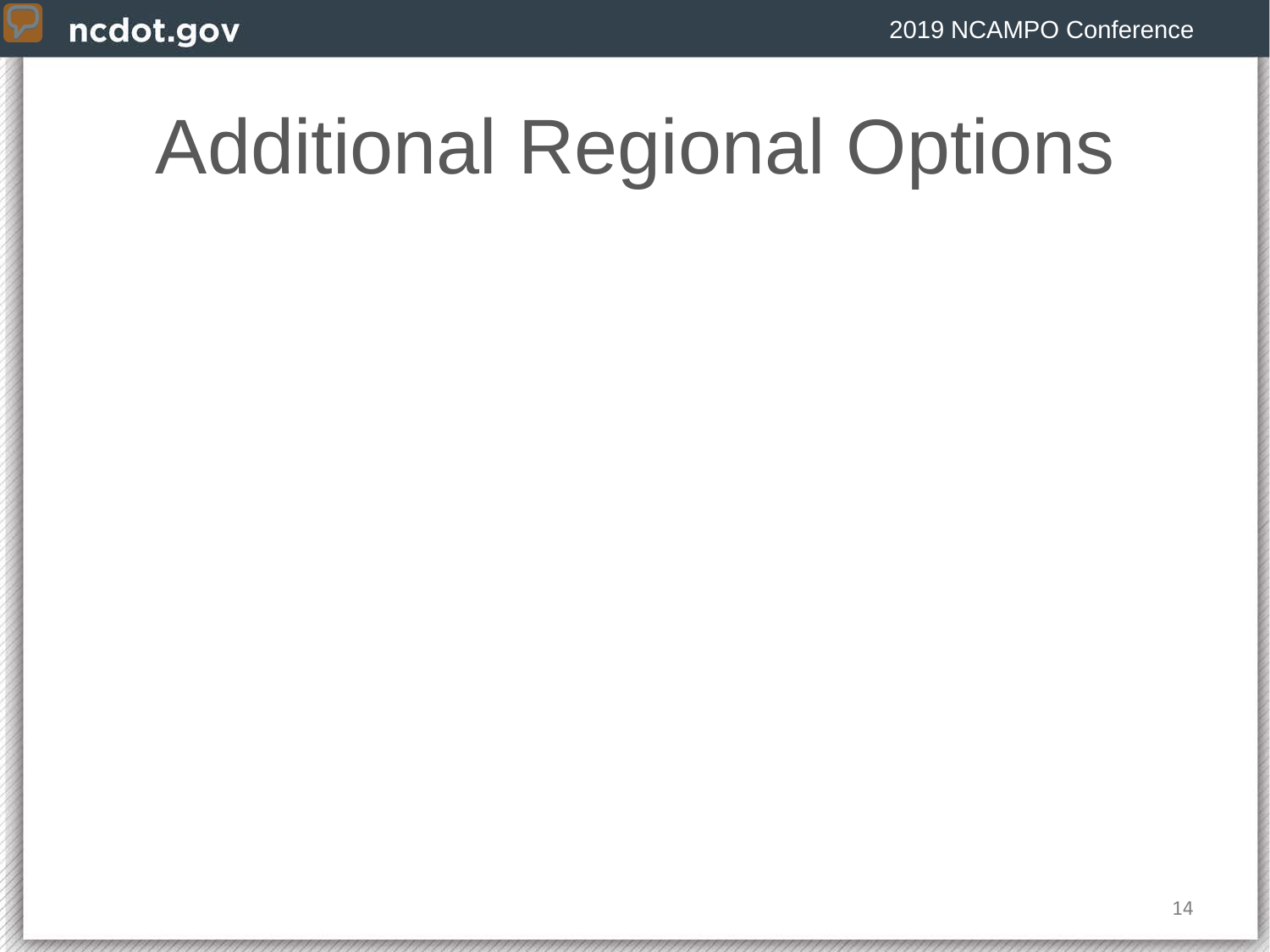# Additional Regional Options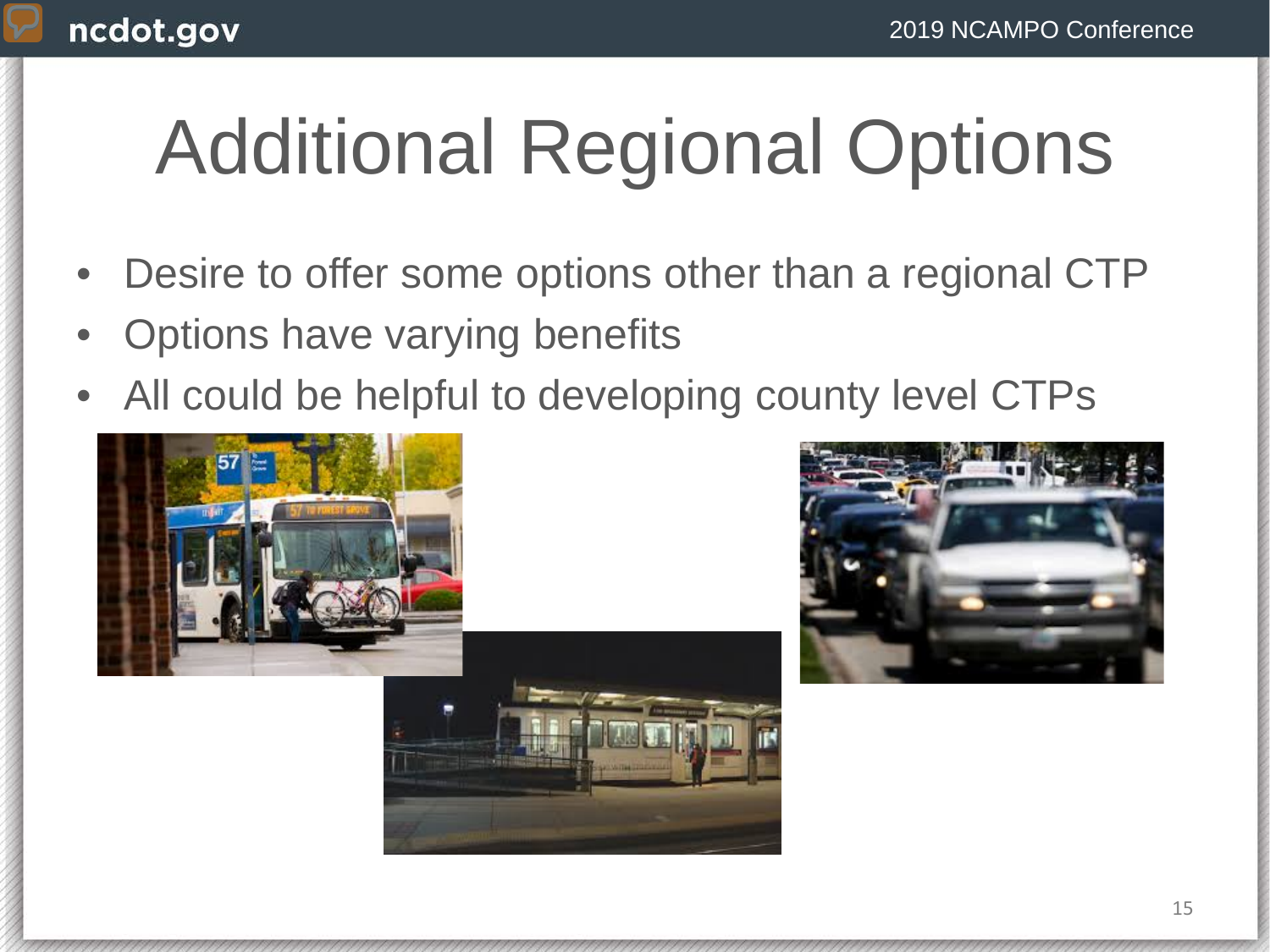# Additional Regional Options

- Desire to offer some options other than a regional CTP
- Options have varying benefits
- All could be helpful to developing county level CTPs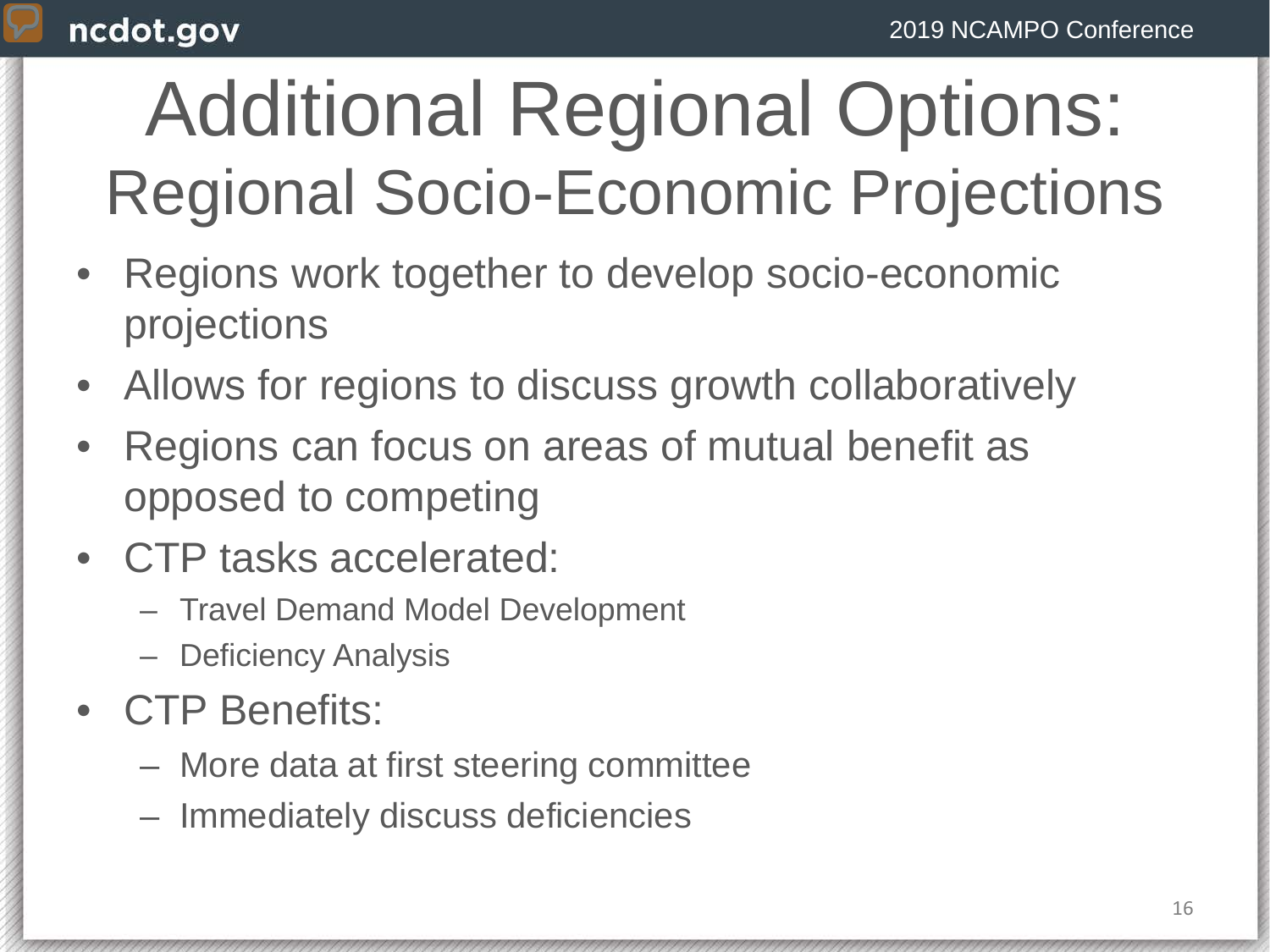# Additional Regional Options:
## Regional Socio-Economic Projections

- Regions work together to develop socio-economic projections
- Allows for regions to discuss growth collaboratively
- Regions can focus on areas of mutual benefit as opposed to competing
- CTP tasks accelerated:
  - Travel Demand Model Development
  - Deficiency Analysis
- CTP Benefits:
  - More data at first steering committee
  - Immediately discuss deficiencies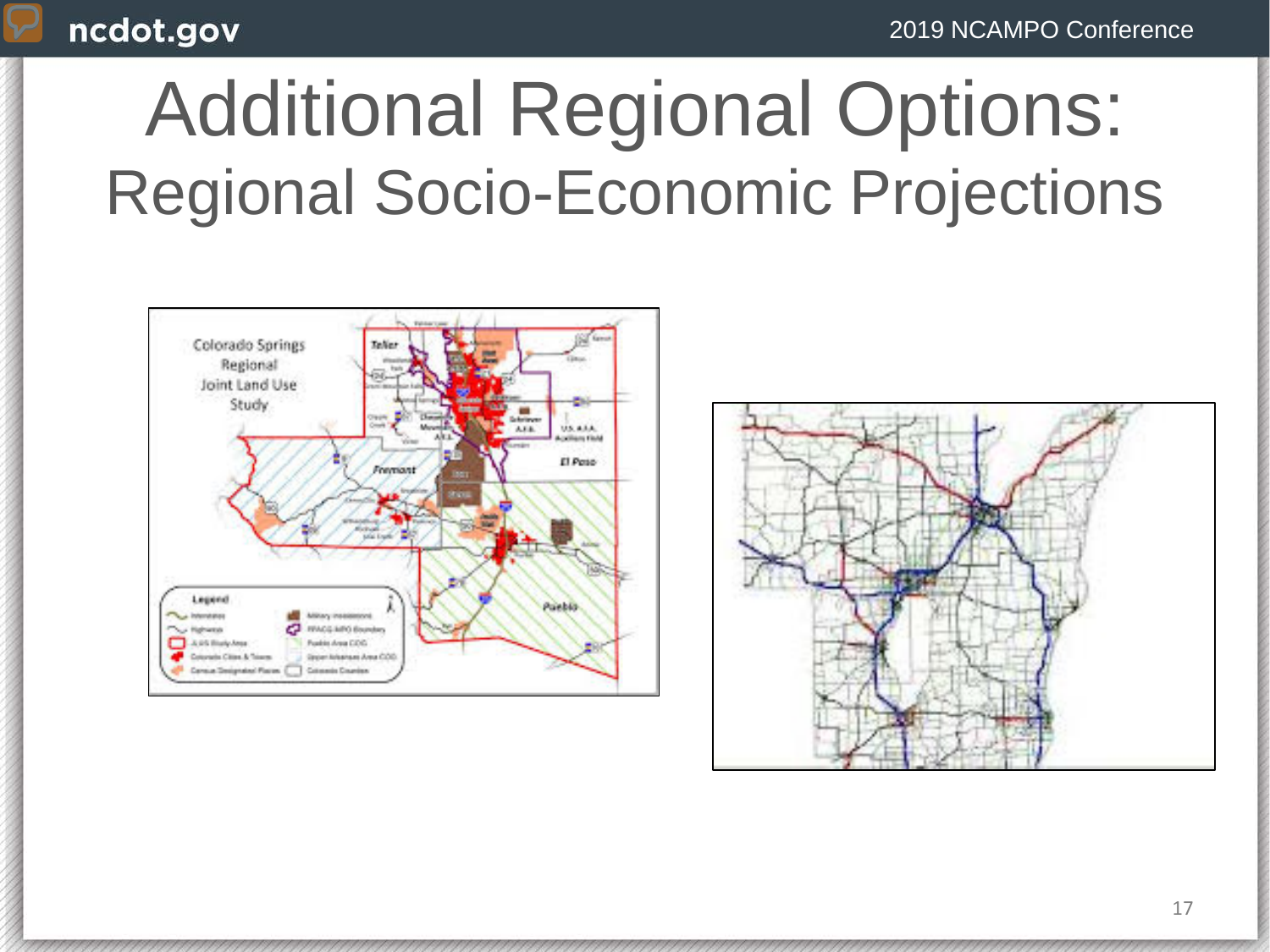# Additional Regional Options:

## Regional Socio-Economic Projections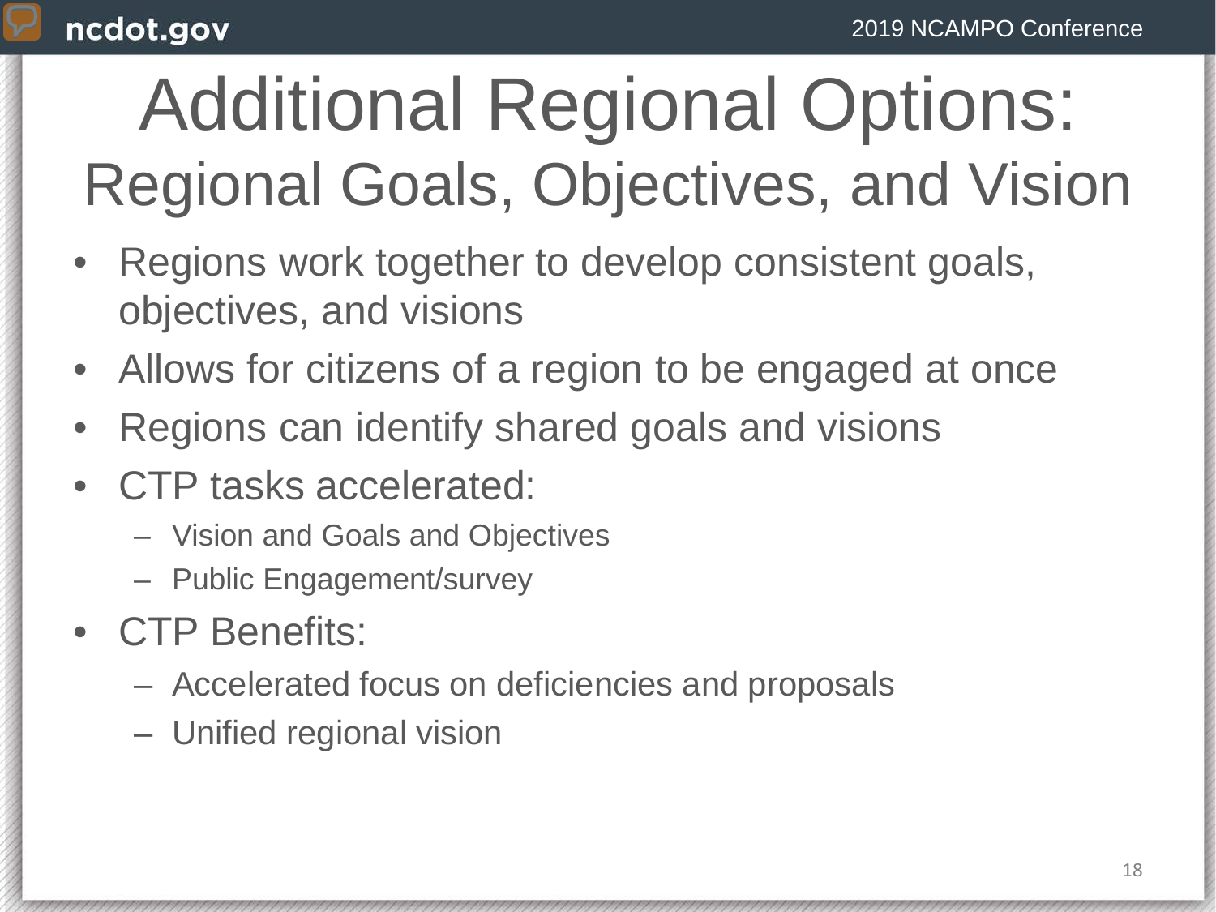# Additional Regional Options:

## Regional Goals, Objectives, and Vision

- Regions work together to develop consistent goals, objectives, and visions
- Allows for citizens of a region to be engaged at once
- Regions can identify shared goals and visions
- CTP tasks accelerated:
  - Vision and Goals and Objectives
  - Public Engagement/survey
- CTP Benefits:
  - Accelerated focus on deficiencies and proposals
  - Unified regional vision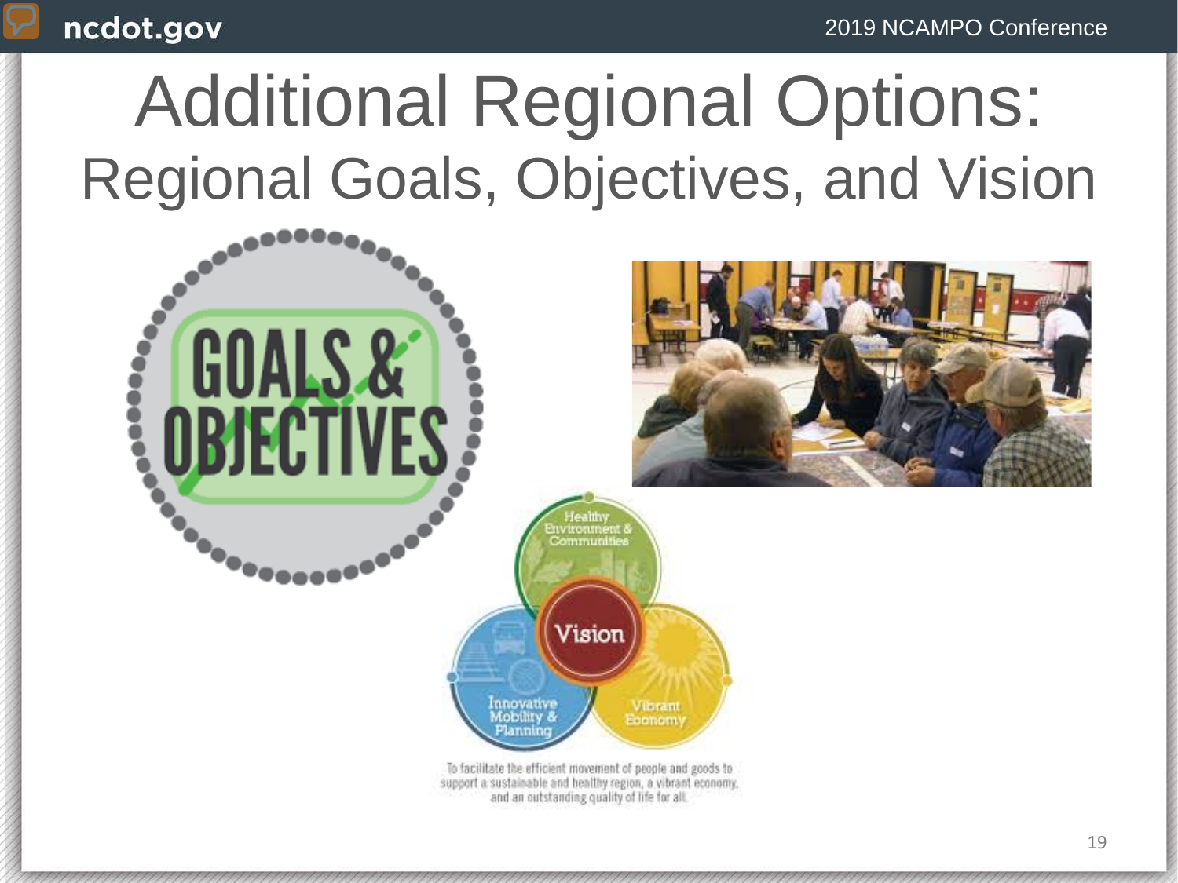# Additional Regional Options:

## Regional Goals, Objectives, and Vision

GOALS & OBJECTIVES

Healthy Environment & Communities

Vision

Innovative Mobility & Planning

Vibrant Economy

To facilitate the efficient movement of people and goods to support a sustainable and healthy region, a vibrant economy, and an outstanding quality of life for all.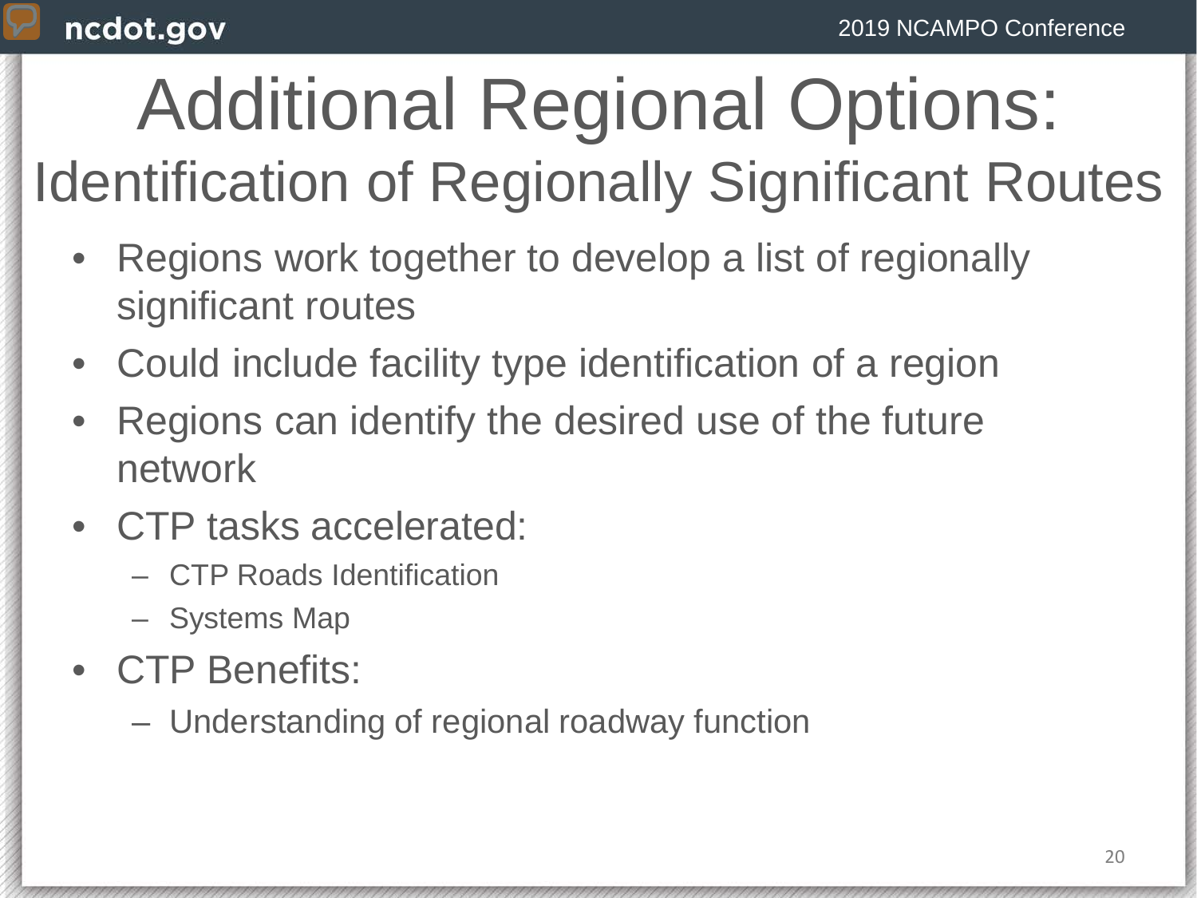# Additional Regional Options:

## Identification of Regionally Significant Routes

- Regions work together to develop a list of regionally significant routes
- Could include facility type identification of a region
- Regions can identify the desired use of the future network
- CTP tasks accelerated:
  - CTP Roads Identification
  - Systems Map
- CTP Benefits:
  - Understanding of regional roadway function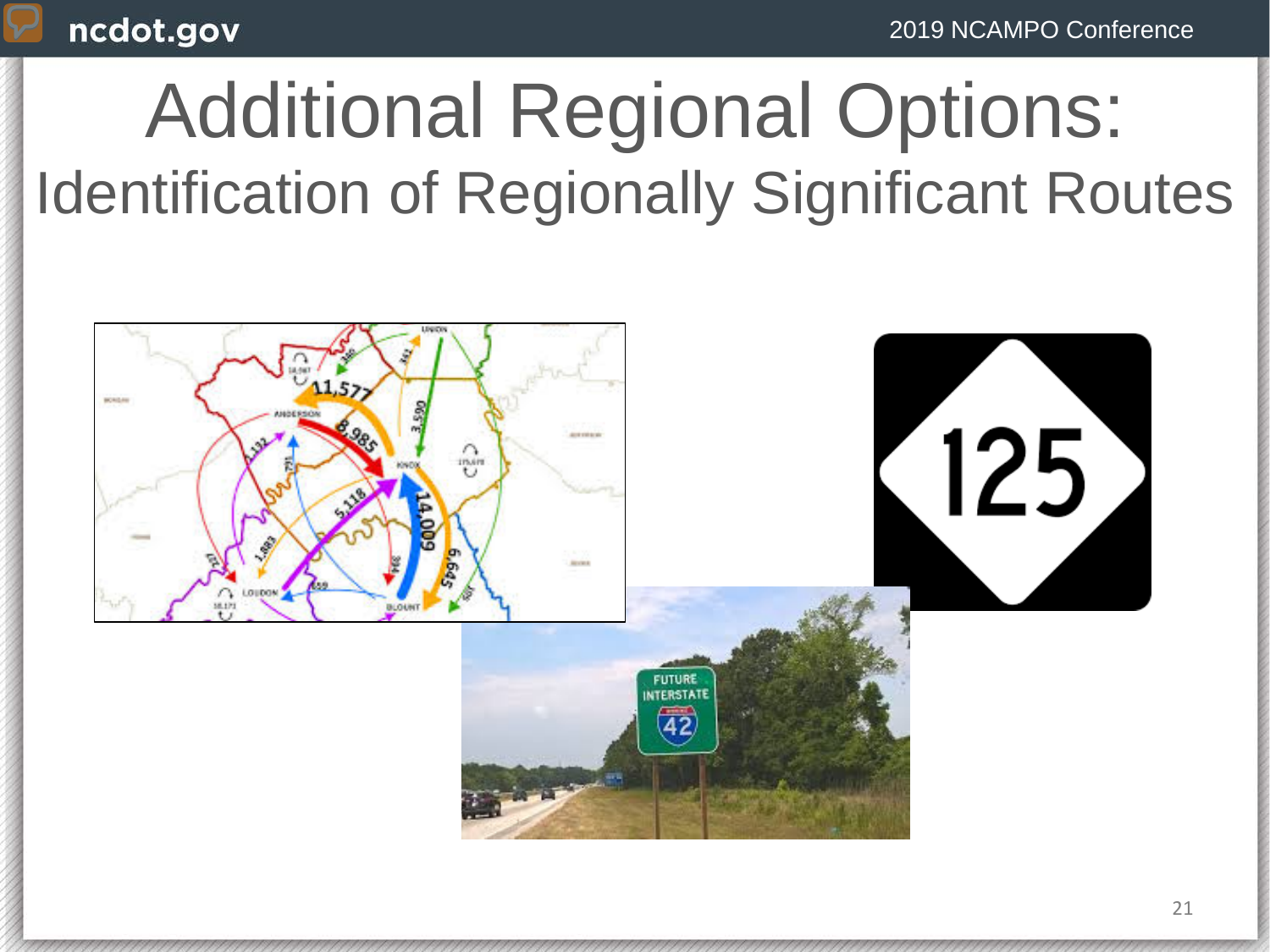# Additional Regional Options:

## Identification of Regionally Significant Routes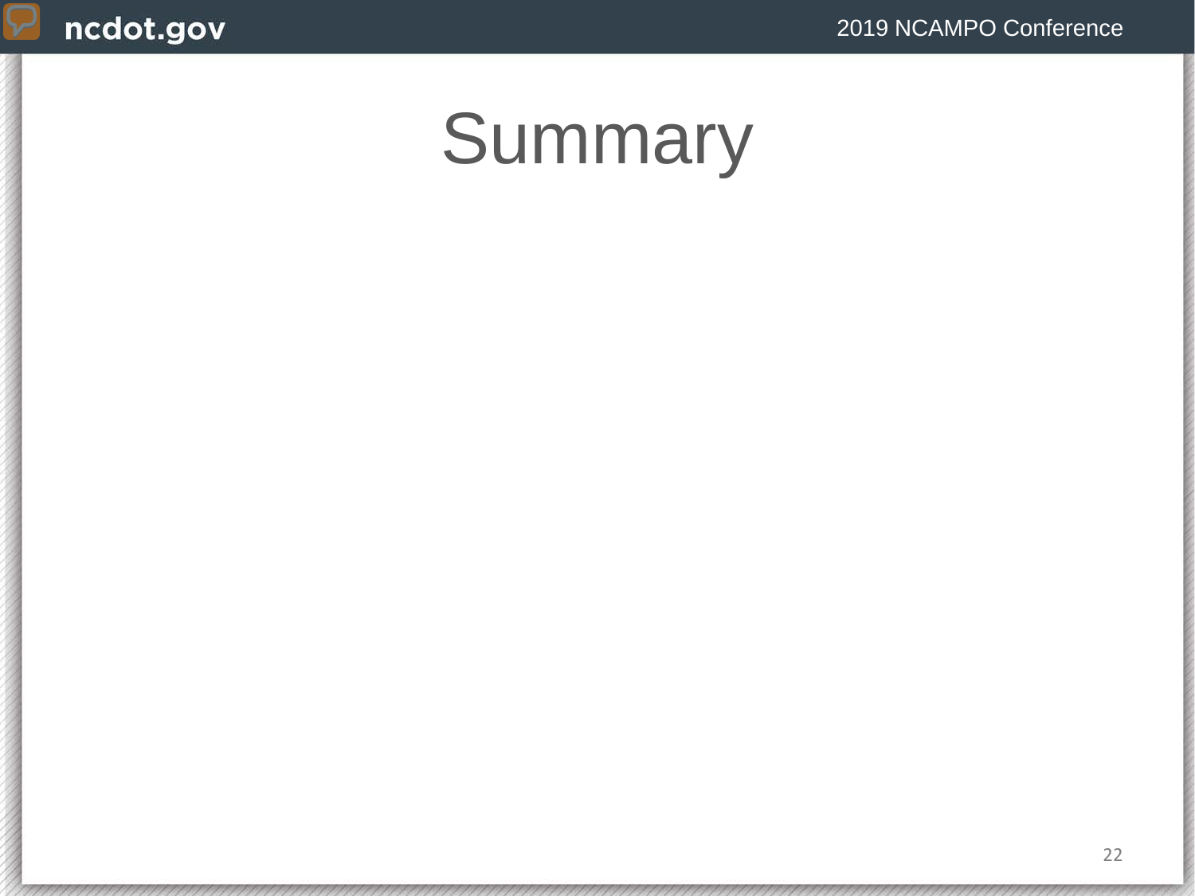# Summary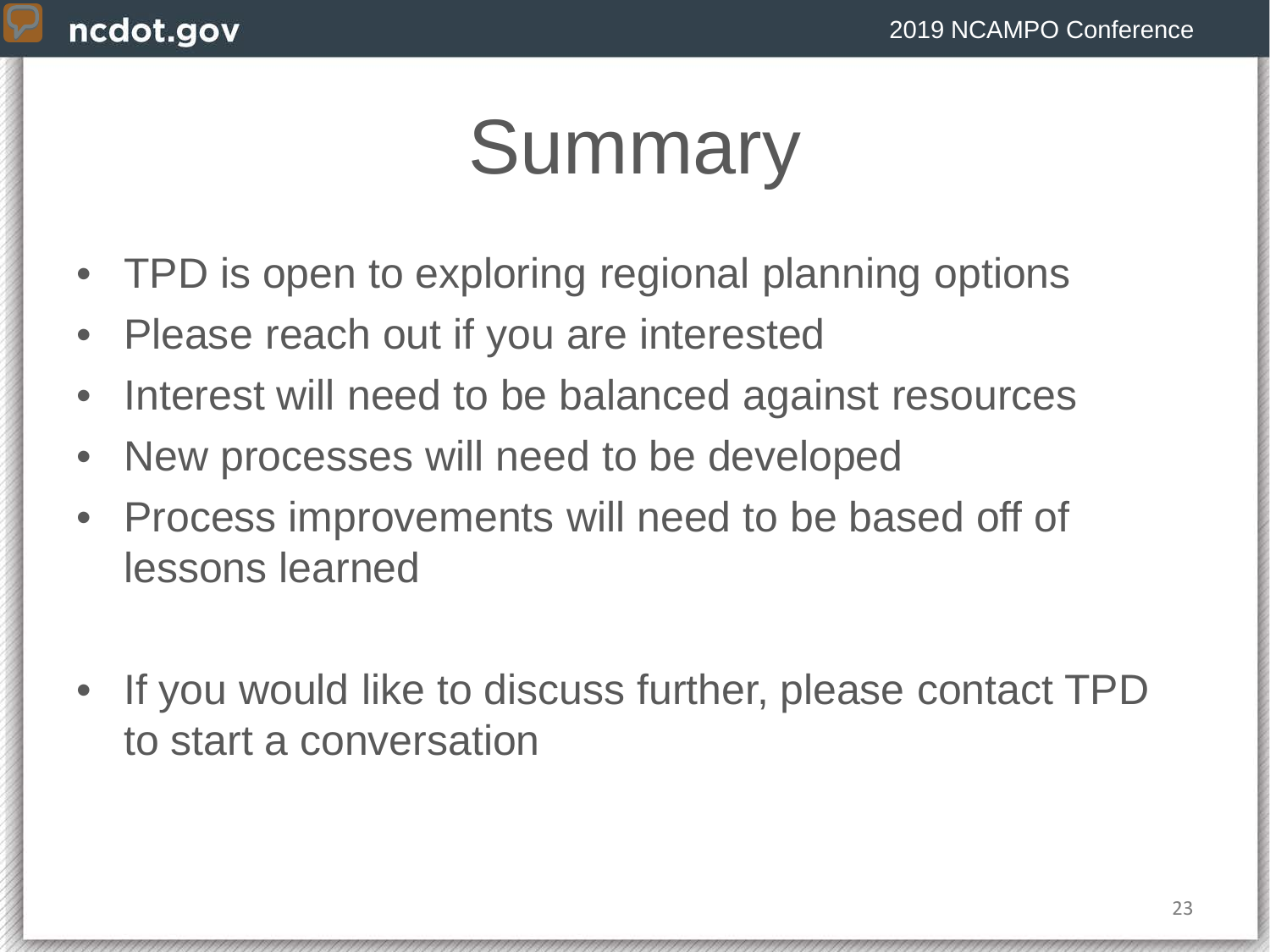# Summary

- TPD is open to exploring regional planning options
- Please reach out if you are interested
- Interest will need to be balanced against resources
- New processes will need to be developed
- Process improvements will need to be based off of lessons learned

- If you would like to discuss further, please contact TPD to start a conversation